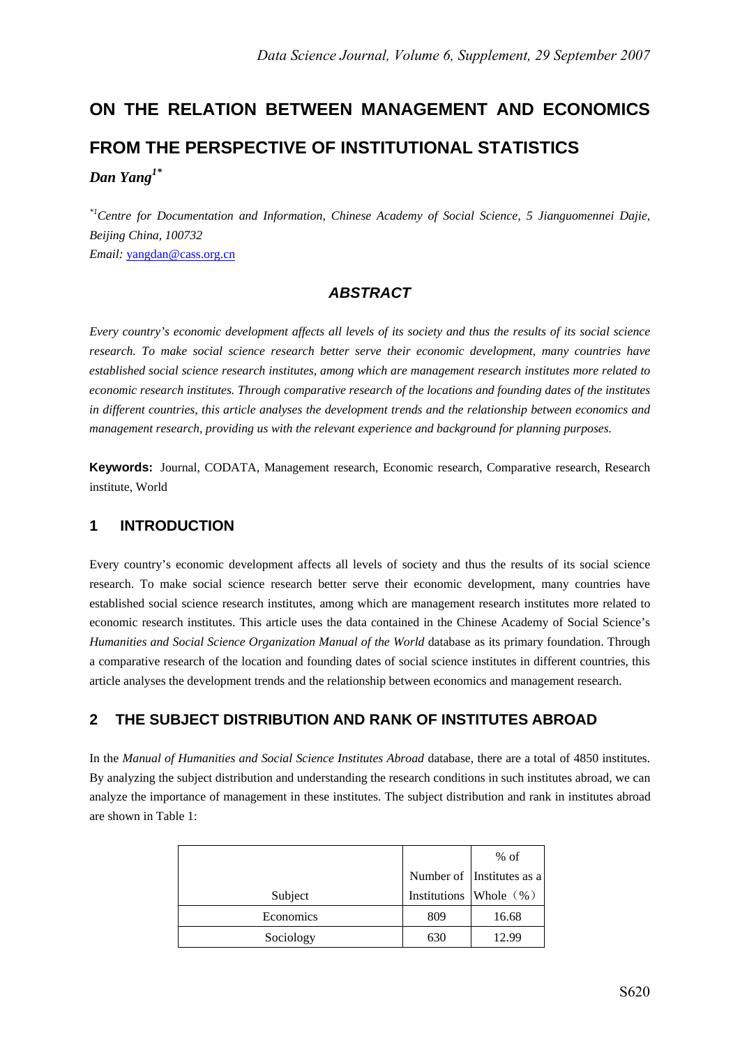# ON THE RELATION BETWEEN MANAGEMENT AND ECONOMICS FROM THE PERSPECTIVE OF INSTITUTIONAL STATISTICS

***Dan Yang*[1*]**

*[*1]Centre for Documentation and Information, Chinese Academy of Social Science, 5 Jianguomennei Dajie, Beijing China, 100732*
*Email:* yangdan@cass.org.cn

## *ABSTRACT*

*Every country's economic development affects all levels of its society and thus the results of its social science research. To make social science research better serve their economic development, many countries have established social science research institutes, among which are management research institutes more related to economic research institutes. Through comparative research of the locations and founding dates of the institutes in different countries, this article analyses the development trends and the relationship between economics and management research, providing us with the relevant experience and background for planning purposes.*

**Keywords:** Journal, CODATA, Management research, Economic research, Comparative research, Research institute, World

## 1 INTRODUCTION

Every country's economic development affects all levels of society and thus the results of its social science research. To make social science research better serve their economic development, many countries have established social science research institutes, among which are management research institutes more related to economic research institutes. This article uses the data contained in the Chinese Academy of Social Science's *Humanities and Social Science Organization Manual of the World* database as its primary foundation. Through a comparative research of the location and founding dates of social science institutes in different countries, this article analyses the development trends and the relationship between economics and management research.

## 2 THE SUBJECT DISTRIBUTION AND RANK OF INSTITUTES ABROAD

In the *Manual of Humanities and Social Science Institutes Abroad* database, there are a total of 4850 institutes. By analyzing the subject distribution and understanding the research conditions in such institutes abroad, we can analyze the importance of management in these institutes. The subject distribution and rank in institutes abroad are shown in Table 1:

| Subject | Number of Institutions | % of Institutes as a Whole（%） |
|---|---|---|
| Economics | 809 | 16.68 |
| Sociology | 630 | 12.99 |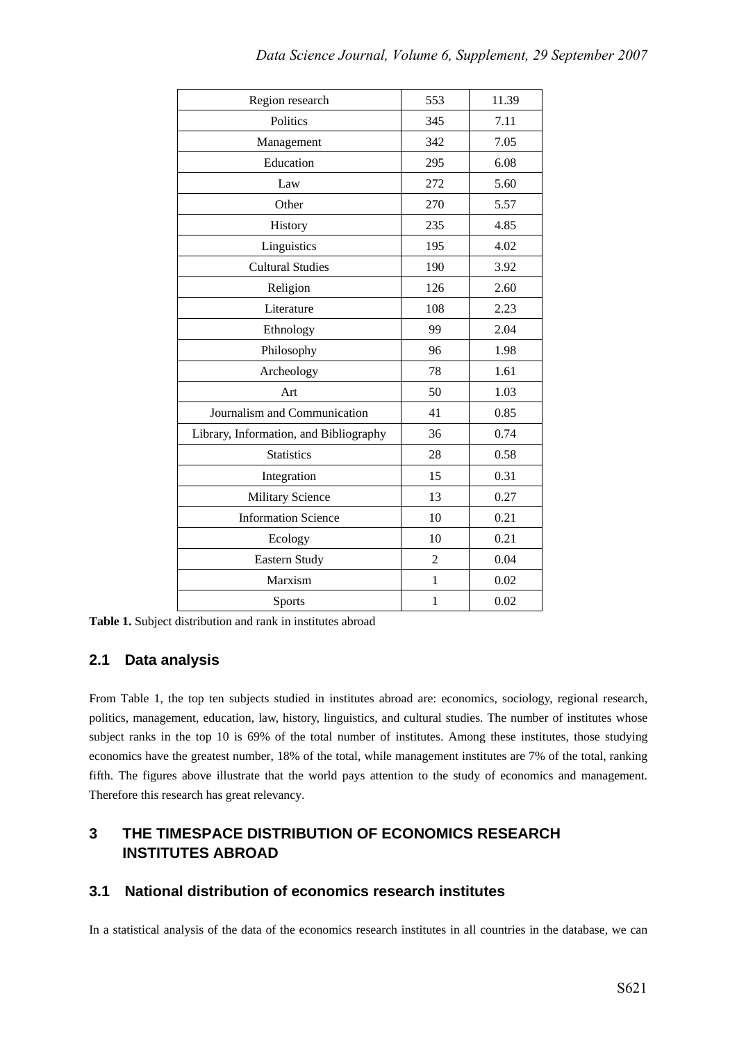| Region research | 553 | 11.39 |
| --- | --- | --- |
| Politics | 345 | 7.11 |
| Management | 342 | 7.05 |
| Education | 295 | 6.08 |
| Law | 272 | 5.60 |
| Other | 270 | 5.57 |
| History | 235 | 4.85 |
| Linguistics | 195 | 4.02 |
| Cultural Studies | 190 | 3.92 |
| Religion | 126 | 2.60 |
| Literature | 108 | 2.23 |
| Ethnology | 99 | 2.04 |
| Philosophy | 96 | 1.98 |
| Archeology | 78 | 1.61 |
| Art | 50 | 1.03 |
| Journalism and Communication | 41 | 0.85 |
| Library, Information, and Bibliography | 36 | 0.74 |
| Statistics | 28 | 0.58 |
| Integration | 15 | 0.31 |
| Military Science | 13 | 0.27 |
| Information Science | 10 | 0.21 |
| Ecology | 10 | 0.21 |
| Eastern Study | 2 | 0.04 |
| Marxism | 1 | 0.02 |
| Sports | 1 | 0.02 |

**Table 1.** Subject distribution and rank in institutes abroad

## 2.1 Data analysis

From Table 1, the top ten subjects studied in institutes abroad are: economics, sociology, regional research, politics, management, education, law, history, linguistics, and cultural studies. The number of institutes whose subject ranks in the top 10 is 69% of the total number of institutes. Among these institutes, those studying economics have the greatest number, 18% of the total, while management institutes are 7% of the total, ranking fifth. The figures above illustrate that the world pays attention to the study of economics and management. Therefore this research has great relevancy.

# 3 THE TIMESPACE DISTRIBUTION OF ECONOMICS RESEARCH INSTITUTES ABROAD

## 3.1 National distribution of economics research institutes

In a statistical analysis of the data of the economics research institutes in all countries in the database, we can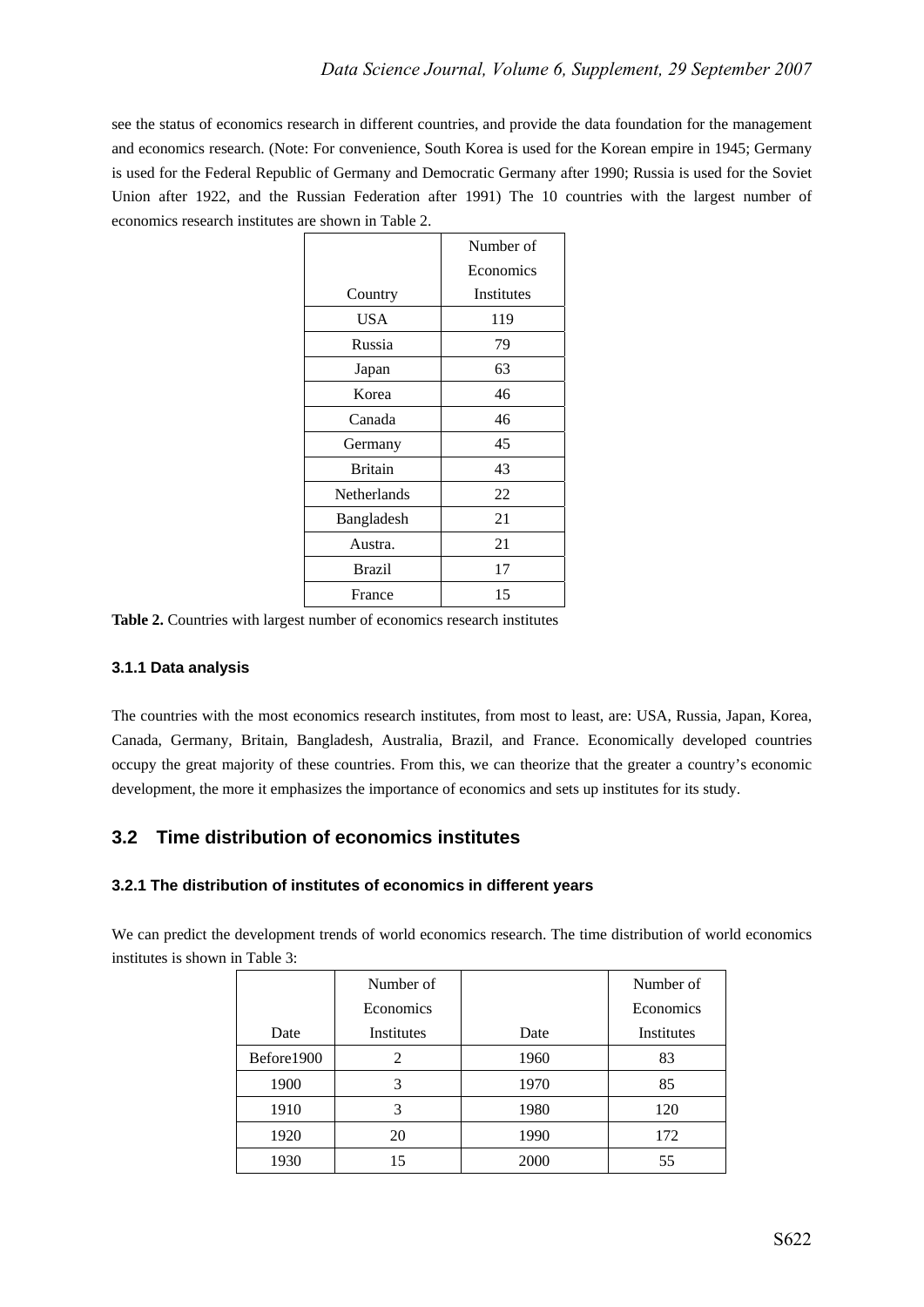see the status of economics research in different countries, and provide the data foundation for the management and economics research. (Note: For convenience, South Korea is used for the Korean empire in 1945; Germany is used for the Federal Republic of Germany and Democratic Germany after 1990; Russia is used for the Soviet Union after 1922, and the Russian Federation after 1991) The 10 countries with the largest number of economics research institutes are shown in Table 2.

| Country | Number of Economics Institutes |
|---|---|
| USA | 119 |
| Russia | 79 |
| Japan | 63 |
| Korea | 46 |
| Canada | 46 |
| Germany | 45 |
| Britain | 43 |
| Netherlands | 22 |
| Bangladesh | 21 |
| Austra. | 21 |
| Brazil | 17 |
| France | 15 |

**Table 2.** Countries with largest number of economics research institutes

### 3.1.1 Data analysis

The countries with the most economics research institutes, from most to least, are: USA, Russia, Japan, Korea, Canada, Germany, Britain, Bangladesh, Australia, Brazil, and France. Economically developed countries occupy the great majority of these countries. From this, we can theorize that the greater a country's economic development, the more it emphasizes the importance of economics and sets up institutes for its study.

## 3.2 Time distribution of economics institutes

### 3.2.1 The distribution of institutes of economics in different years

We can predict the development trends of world economics research. The time distribution of world economics institutes is shown in Table 3:

| Date | Number of Economics Institutes | Date | Number of Economics Institutes |
|---|---|---|---|
| Before1900 | 2 | 1960 | 83 |
| 1900 | 3 | 1970 | 85 |
| 1910 | 3 | 1980 | 120 |
| 1920 | 20 | 1990 | 172 |
| 1930 | 15 | 2000 | 55 |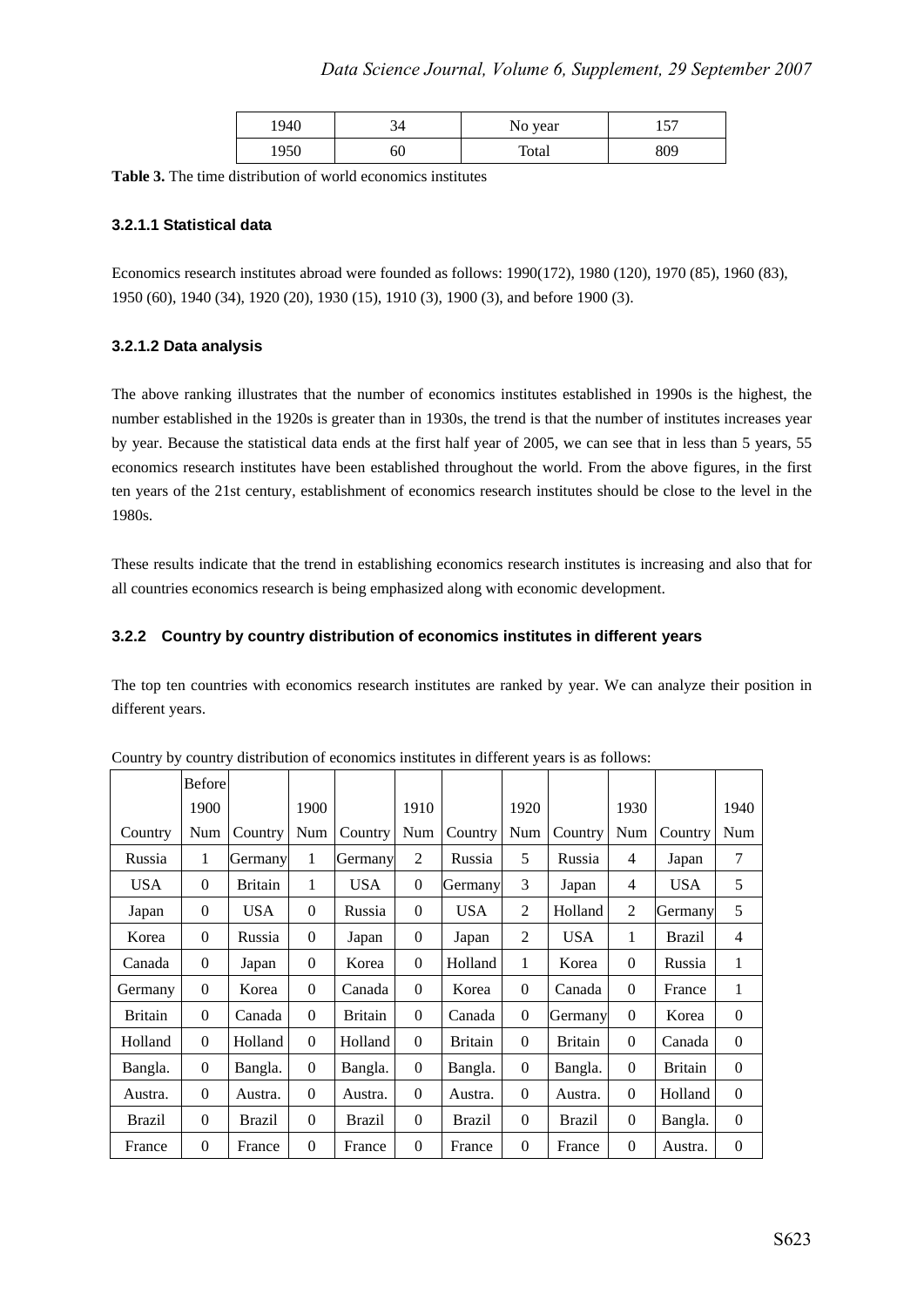| 1940 | 34 | No year | 157 |
|---|---|---|---|
| 1950 | 60 | Total | 809 |

**Table 3.** The time distribution of world economics institutes

#### 3.2.1.1 Statistical data

Economics research institutes abroad were founded as follows: 1990(172), 1980 (120), 1970 (85), 1960 (83), 1950 (60), 1940 (34), 1920 (20), 1930 (15), 1910 (3), 1900 (3), and before 1900 (3).

#### 3.2.1.2 Data analysis

The above ranking illustrates that the number of economics institutes established in 1990s is the highest, the number established in the 1920s is greater than in 1930s, the trend is that the number of institutes increases year by year. Because the statistical data ends at the first half year of 2005, we can see that in less than 5 years, 55 economics research institutes have been established throughout the world. From the above figures, in the first ten years of the 21st century, establishment of economics research institutes should be close to the level in the 1980s.

These results indicate that the trend in establishing economics research institutes is increasing and also that for all countries economics research is being emphasized along with economic development.

### 3.2.2 Country by country distribution of economics institutes in different years

The top ten countries with economics research institutes are ranked by year. We can analyze their position in different years.

Country by country distribution of economics institutes in different years is as follows:

| Country | Before 1900 Num | Country | 1900 Num | Country | 1910 Num | Country | 1920 Num | Country | 1930 Num | Country | 1940 Num |
|---|---|---|---|---|---|---|---|---|---|---|---|
| Russia | 1 | Germany | 1 | Germany | 2 | Russia | 5 | Russia | 4 | Japan | 7 |
| USA | 0 | Britain | 1 | USA | 0 | Germany | 3 | Japan | 4 | USA | 5 |
| Japan | 0 | USA | 0 | Russia | 0 | USA | 2 | Holland | 2 | Germany | 5 |
| Korea | 0 | Russia | 0 | Japan | 0 | Japan | 2 | USA | 1 | Brazil | 4 |
| Canada | 0 | Japan | 0 | Korea | 0 | Holland | 1 | Korea | 0 | Russia | 1 |
| Germany | 0 | Korea | 0 | Canada | 0 | Korea | 0 | Canada | 0 | France | 1 |
| Britain | 0 | Canada | 0 | Britain | 0 | Canada | 0 | Germany | 0 | Korea | 0 |
| Holland | 0 | Holland | 0 | Holland | 0 | Britain | 0 | Britain | 0 | Canada | 0 |
| Bangla. | 0 | Bangla. | 0 | Bangla. | 0 | Bangla. | 0 | Bangla. | 0 | Britain | 0 |
| Austra. | 0 | Austra. | 0 | Austra. | 0 | Austra. | 0 | Austra. | 0 | Holland | 0 |
| Brazil | 0 | Brazil | 0 | Brazil | 0 | Brazil | 0 | Brazil | 0 | Bangla. | 0 |
| France | 0 | France | 0 | France | 0 | France | 0 | France | 0 | Austra. | 0 |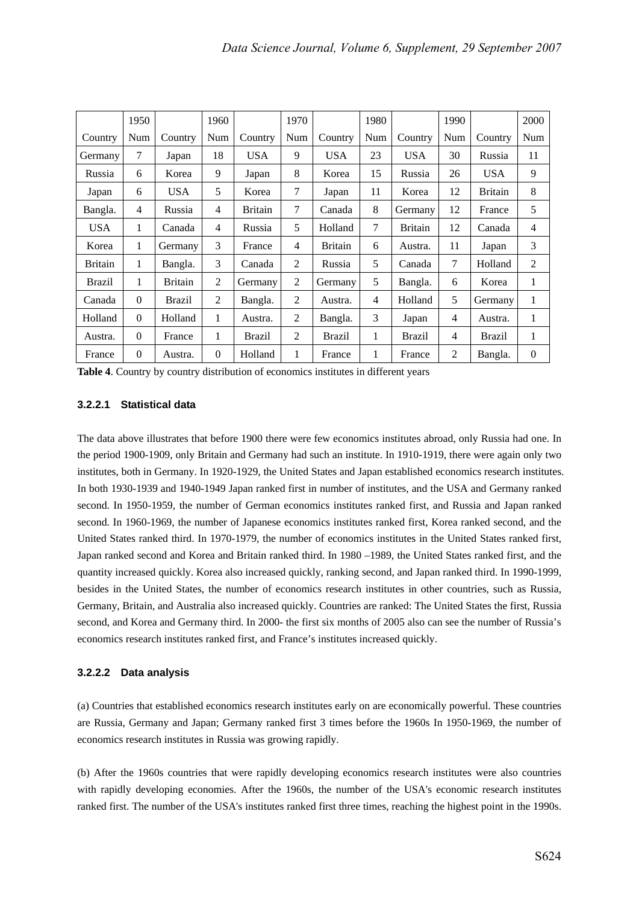| | 1950 | | 1960 | | 1970 | | 1980 | | 1990 | | 2000 |
|---|---|---|---|---|---|---|---|---|---|---|---|
| Country | Num | Country | Num | Country | Num | Country | Num | Country | Num | Country | Num |
| Germany | 7 | Japan | 18 | USA | 9 | USA | 23 | USA | 30 | Russia | 11 |
| Russia | 6 | Korea | 9 | Japan | 8 | Korea | 15 | Russia | 26 | USA | 9 |
| Japan | 6 | USA | 5 | Korea | 7 | Japan | 11 | Korea | 12 | Britain | 8 |
| Bangla. | 4 | Russia | 4 | Britain | 7 | Canada | 8 | Germany | 12 | France | 5 |
| USA | 1 | Canada | 4 | Russia | 5 | Holland | 7 | Britain | 12 | Canada | 4 |
| Korea | 1 | Germany | 3 | France | 4 | Britain | 6 | Austra. | 11 | Japan | 3 |
| Britain | 1 | Bangla. | 3 | Canada | 2 | Russia | 5 | Canada | 7 | Holland | 2 |
| Brazil | 1 | Britain | 2 | Germany | 2 | Germany | 5 | Bangla. | 6 | Korea | 1 |
| Canada | 0 | Brazil | 2 | Bangla. | 2 | Austra. | 4 | Holland | 5 | Germany | 1 |
| Holland | 0 | Holland | 1 | Austra. | 2 | Bangla. | 3 | Japan | 4 | Austra. | 1 |
| Austra. | 0 | France | 1 | Brazil | 2 | Brazil | 1 | Brazil | 4 | Brazil | 1 |
| France | 0 | Austra. | 0 | Holland | 1 | France | 1 | France | 2 | Bangla. | 0 |

**Table 4**. Country by country distribution of economics institutes in different years

#### 3.2.2.1 Statistical data

The data above illustrates that before 1900 there were few economics institutes abroad, only Russia had one. In the period 1900-1909, only Britain and Germany had such an institute. In 1910-1919, there were again only two institutes, both in Germany. In 1920-1929, the United States and Japan established economics research institutes. In both 1930-1939 and 1940-1949 Japan ranked first in number of institutes, and the USA and Germany ranked second. In 1950-1959, the number of German economics institutes ranked first, and Russia and Japan ranked second. In 1960-1969, the number of Japanese economics institutes ranked first, Korea ranked second, and the United States ranked third. In 1970-1979, the number of economics institutes in the United States ranked first, Japan ranked second and Korea and Britain ranked third. In 1980 –1989, the United States ranked first, and the quantity increased quickly. Korea also increased quickly, ranking second, and Japan ranked third. In 1990-1999, besides in the United States, the number of economics research institutes in other countries, such as Russia, Germany, Britain, and Australia also increased quickly. Countries are ranked: The United States the first, Russia second, and Korea and Germany third. In 2000- the first six months of 2005 also can see the number of Russia's economics research institutes ranked first, and France's institutes increased quickly.

#### 3.2.2.2 Data analysis

(a) Countries that established economics research institutes early on are economically powerful. These countries are Russia, Germany and Japan; Germany ranked first 3 times before the 1960s In 1950-1969, the number of economics research institutes in Russia was growing rapidly.

(b) After the 1960s countries that were rapidly developing economics research institutes were also countries with rapidly developing economies. After the 1960s, the number of the USA's economic research institutes ranked first. The number of the USA's institutes ranked first three times, reaching the highest point in the 1990s.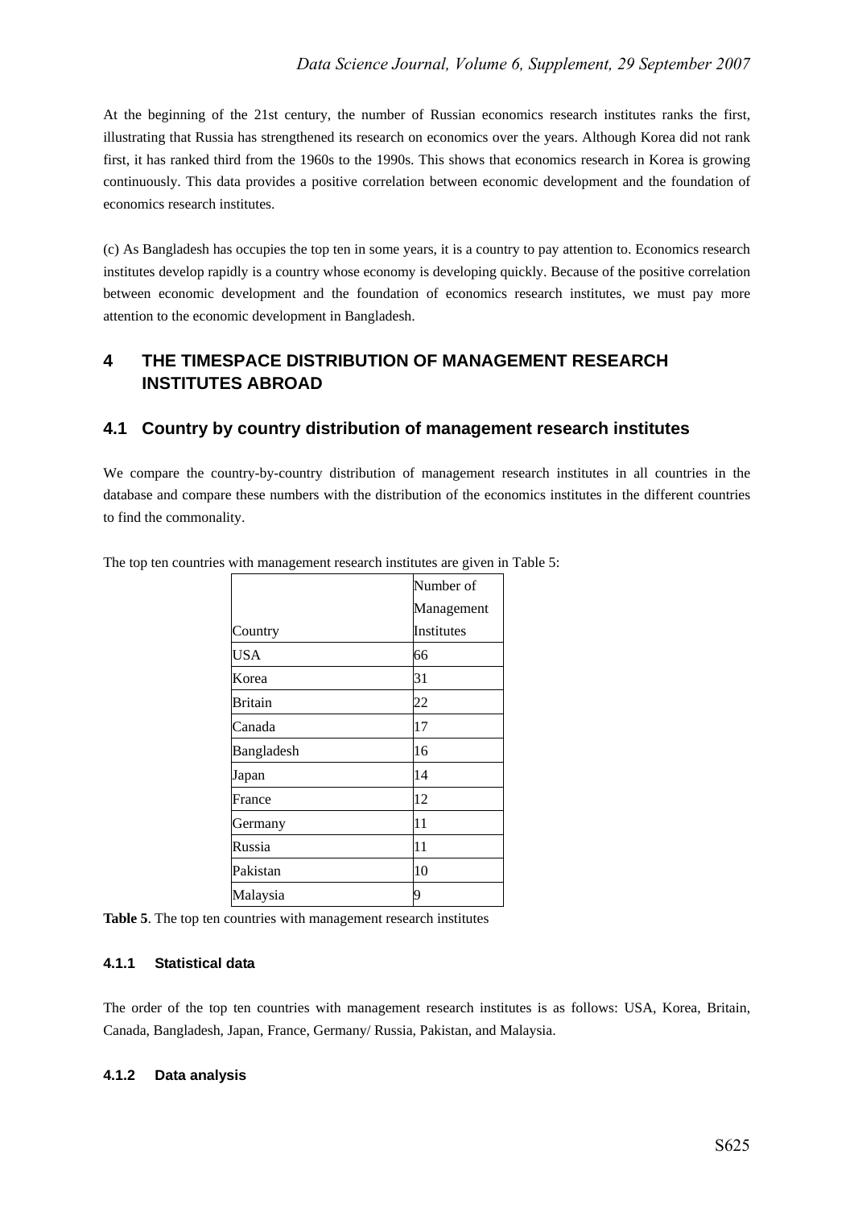At the beginning of the 21st century, the number of Russian economics research institutes ranks the first, illustrating that Russia has strengthened its research on economics over the years. Although Korea did not rank first, it has ranked third from the 1960s to the 1990s. This shows that economics research in Korea is growing continuously. This data provides a positive correlation between economic development and the foundation of economics research institutes.

(c) As Bangladesh has occupies the top ten in some years, it is a country to pay attention to. Economics research institutes develop rapidly is a country whose economy is developing quickly. Because of the positive correlation between economic development and the foundation of economics research institutes, we must pay more attention to the economic development in Bangladesh.

## 4 THE TIMESPACE DISTRIBUTION OF MANAGEMENT RESEARCH INSTITUTES ABROAD

### 4.1 Country by country distribution of management research institutes

We compare the country-by-country distribution of management research institutes in all countries in the database and compare these numbers with the distribution of the economics institutes in the different countries to find the commonality.

The top ten countries with management research institutes are given in Table 5:

| Country | Number of Management Institutes |
|---|---|
| USA | 66 |
| Korea | 31 |
| Britain | 22 |
| Canada | 17 |
| Bangladesh | 16 |
| Japan | 14 |
| France | 12 |
| Germany | 11 |
| Russia | 11 |
| Pakistan | 10 |
| Malaysia | 9 |

**Table 5**. The top ten countries with management research institutes

#### 4.1.1 Statistical data

The order of the top ten countries with management research institutes is as follows: USA, Korea, Britain, Canada, Bangladesh, Japan, France, Germany/ Russia, Pakistan, and Malaysia.

#### 4.1.2 Data analysis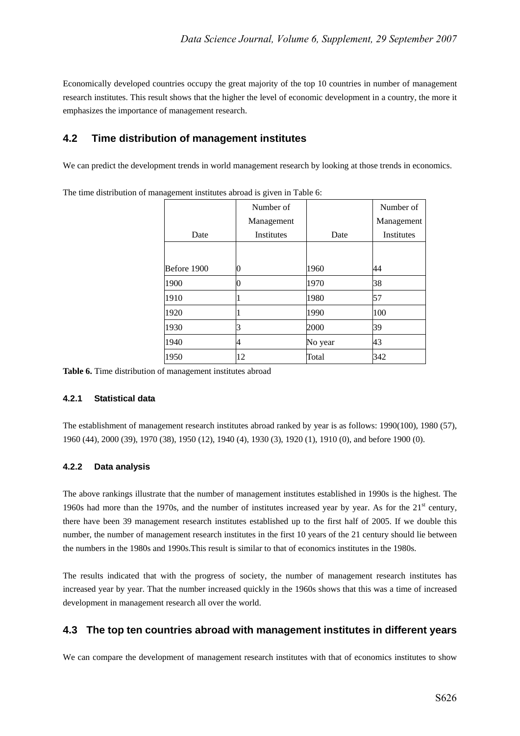Economically developed countries occupy the great majority of the top 10 countries in number of management research institutes. This result shows that the higher the level of economic development in a country, the more it emphasizes the importance of management research.

## 4.2 Time distribution of management institutes

We can predict the development trends in world management research by looking at those trends in economics.

The time distribution of management institutes abroad is given in Table 6:

| Date | Number of Management Institutes | Date | Number of Management Institutes |
|---|---|---|---|
| Before 1900 | 0 | 1960 | 44 |
| 1900 | 0 | 1970 | 38 |
| 1910 | 1 | 1980 | 57 |
| 1920 | 1 | 1990 | 100 |
| 1930 | 3 | 2000 | 39 |
| 1940 | 4 | No year | 43 |
| 1950 | 12 | Total | 342 |

**Table 6.** Time distribution of management institutes abroad

### 4.2.1 Statistical data

The establishment of management research institutes abroad ranked by year is as follows: 1990(100), 1980 (57), 1960 (44), 2000 (39), 1970 (38), 1950 (12), 1940 (4), 1930 (3), 1920 (1), 1910 (0), and before 1900 (0).

### 4.2.2 Data analysis

The above rankings illustrate that the number of management institutes established in 1990s is the highest. The 1960s had more than the 1970s, and the number of institutes increased year by year. As for the 21st century, there have been 39 management research institutes established up to the first half of 2005. If we double this number, the number of management research institutes in the first 10 years of the 21 century should lie between the numbers in the 1980s and 1990s.This result is similar to that of economics institutes in the 1980s.

The results indicated that with the progress of society, the number of management research institutes has increased year by year. That the number increased quickly in the 1960s shows that this was a time of increased development in management research all over the world.

## 4.3 The top ten countries abroad with management institutes in different years

We can compare the development of management research institutes with that of economics institutes to show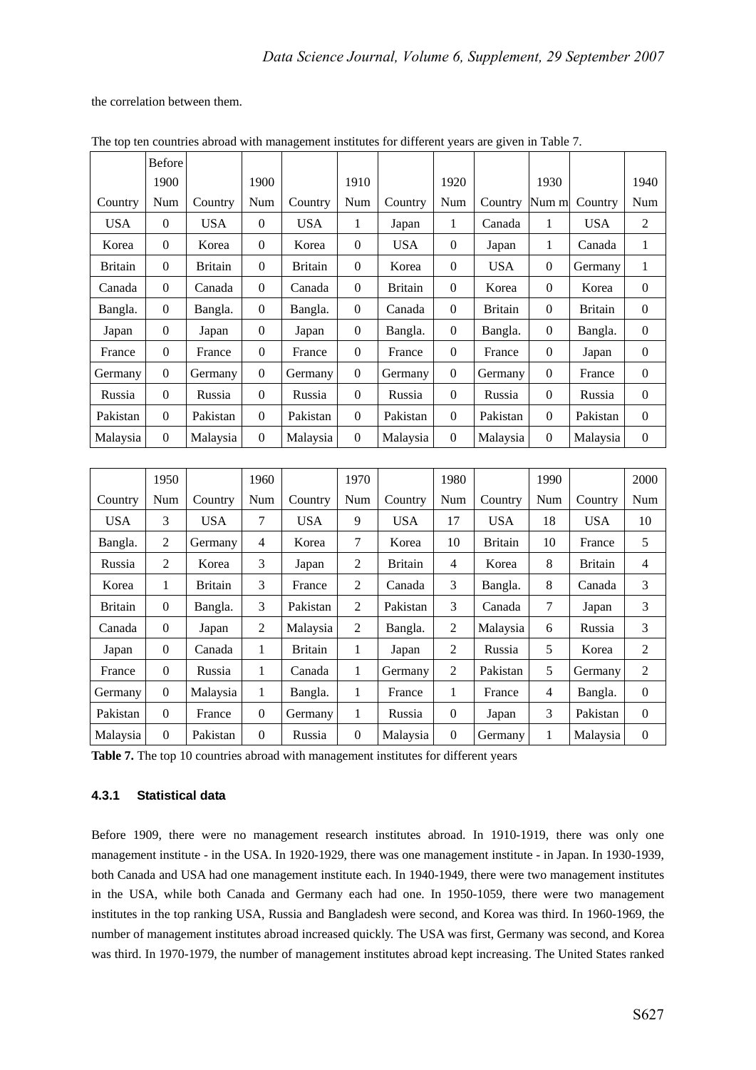the correlation between them.

The top ten countries abroad with management institutes for different years are given in Table 7.

| Country | Before 1900 Num | Country | 1900 Num | Country | 1910 Num | Country | 1920 Num | Country | 1930 Num m | Country | 1940 Num |
|---|---|---|---|---|---|---|---|---|---|---|---|
| USA | 0 | USA | 0 | USA | 1 | Japan | 1 | Canada | 1 | USA | 2 |
| Korea | 0 | Korea | 0 | Korea | 0 | USA | 0 | Japan | 1 | Canada | 1 |
| Britain | 0 | Britain | 0 | Britain | 0 | Korea | 0 | USA | 0 | Germany | 1 |
| Canada | 0 | Canada | 0 | Canada | 0 | Britain | 0 | Korea | 0 | Korea | 0 |
| Bangla. | 0 | Bangla. | 0 | Bangla. | 0 | Canada | 0 | Britain | 0 | Britain | 0 |
| Japan | 0 | Japan | 0 | Japan | 0 | Bangla. | 0 | Bangla. | 0 | Bangla. | 0 |
| France | 0 | France | 0 | France | 0 | France | 0 | France | 0 | Japan | 0 |
| Germany | 0 | Germany | 0 | Germany | 0 | Germany | 0 | Germany | 0 | France | 0 |
| Russia | 0 | Russia | 0 | Russia | 0 | Russia | 0 | Russia | 0 | Russia | 0 |
| Pakistan | 0 | Pakistan | 0 | Pakistan | 0 | Pakistan | 0 | Pakistan | 0 | Pakistan | 0 |
| Malaysia | 0 | Malaysia | 0 | Malaysia | 0 | Malaysia | 0 | Malaysia | 0 | Malaysia | 0 |

| Country | 1950 Num | Country | 1960 Num | Country | 1970 Num | Country | 1980 Num | Country | 1990 Num | Country | 2000 Num |
|---|---|---|---|---|---|---|---|---|---|---|---|
| USA | 3 | USA | 7 | USA | 9 | USA | 17 | USA | 18 | USA | 10 |
| Bangla. | 2 | Germany | 4 | Korea | 7 | Korea | 10 | Britain | 10 | France | 5 |
| Russia | 2 | Korea | 3 | Japan | 2 | Britain | 4 | Korea | 8 | Britain | 4 |
| Korea | 1 | Britain | 3 | France | 2 | Canada | 3 | Bangla. | 8 | Canada | 3 |
| Britain | 0 | Bangla. | 3 | Pakistan | 2 | Pakistan | 3 | Canada | 7 | Japan | 3 |
| Canada | 0 | Japan | 2 | Malaysia | 2 | Bangla. | 2 | Malaysia | 6 | Russia | 3 |
| Japan | 0 | Canada | 1 | Britain | 1 | Japan | 2 | Russia | 5 | Korea | 2 |
| France | 0 | Russia | 1 | Canada | 1 | Germany | 2 | Pakistan | 5 | Germany | 2 |
| Germany | 0 | Malaysia | 1 | Bangla. | 1 | France | 1 | France | 4 | Bangla. | 0 |
| Pakistan | 0 | France | 0 | Germany | 1 | Russia | 0 | Japan | 3 | Pakistan | 0 |
| Malaysia | 0 | Pakistan | 0 | Russia | 0 | Malaysia | 0 | Germany | 1 | Malaysia | 0 |

**Table 7.** The top 10 countries abroad with management institutes for different years

### 4.3.1 Statistical data

Before 1909, there were no management research institutes abroad. In 1910-1919, there was only one management institute - in the USA. In 1920-1929, there was one management institute - in Japan. In 1930-1939, both Canada and USA had one management institute each. In 1940-1949, there were two management institutes in the USA, while both Canada and Germany each had one. In 1950-1059, there were two management institutes in the top ranking USA, Russia and Bangladesh were second, and Korea was third. In 1960-1969, the number of management institutes abroad increased quickly. The USA was first, Germany was second, and Korea was third. In 1970-1979, the number of management institutes abroad kept increasing. The United States ranked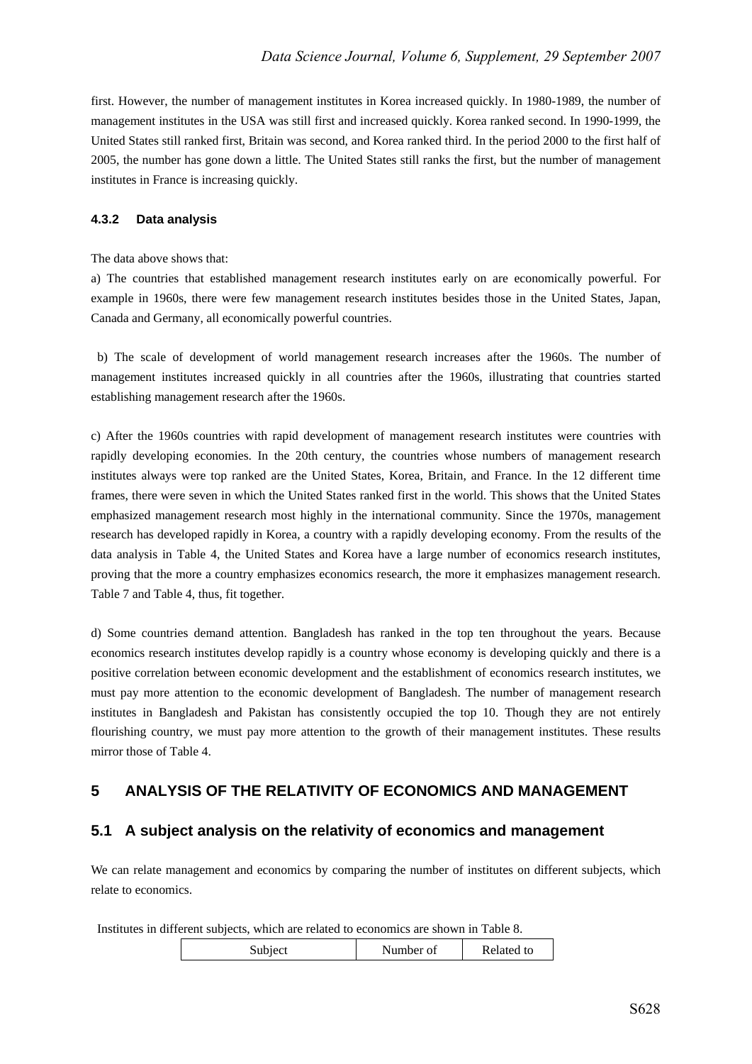first. However, the number of management institutes in Korea increased quickly. In 1980-1989, the number of management institutes in the USA was still first and increased quickly. Korea ranked second. In 1990-1999, the United States still ranked first, Britain was second, and Korea ranked third. In the period 2000 to the first half of 2005, the number has gone down a little. The United States still ranks the first, but the number of management institutes in France is increasing quickly.

#### 4.3.2 Data analysis

The data above shows that:

a) The countries that established management research institutes early on are economically powerful. For example in 1960s, there were few management research institutes besides those in the United States, Japan, Canada and Germany, all economically powerful countries.

b) The scale of development of world management research increases after the 1960s. The number of management institutes increased quickly in all countries after the 1960s, illustrating that countries started establishing management research after the 1960s.

c) After the 1960s countries with rapid development of management research institutes were countries with rapidly developing economies. In the 20th century, the countries whose numbers of management research institutes always were top ranked are the United States, Korea, Britain, and France. In the 12 different time frames, there were seven in which the United States ranked first in the world. This shows that the United States emphasized management research most highly in the international community. Since the 1970s, management research has developed rapidly in Korea, a country with a rapidly developing economy. From the results of the data analysis in Table 4, the United States and Korea have a large number of economics research institutes, proving that the more a country emphasizes economics research, the more it emphasizes management research. Table 7 and Table 4, thus, fit together.

d) Some countries demand attention. Bangladesh has ranked in the top ten throughout the years. Because economics research institutes develop rapidly is a country whose economy is developing quickly and there is a positive correlation between economic development and the establishment of economics research institutes, we must pay more attention to the economic development of Bangladesh. The number of management research institutes in Bangladesh and Pakistan has consistently occupied the top 10. Though they are not entirely flourishing country, we must pay more attention to the growth of their management institutes. These results mirror those of Table 4.

## 5 ANALYSIS OF THE RELATIVITY OF ECONOMICS AND MANAGEMENT

### 5.1 A subject analysis on the relativity of economics and management

We can relate management and economics by comparing the number of institutes on different subjects, which relate to economics.

Institutes in different subjects, which are related to economics are shown in Table 8.

| Subject | Number of | Related to |
|---|---|---|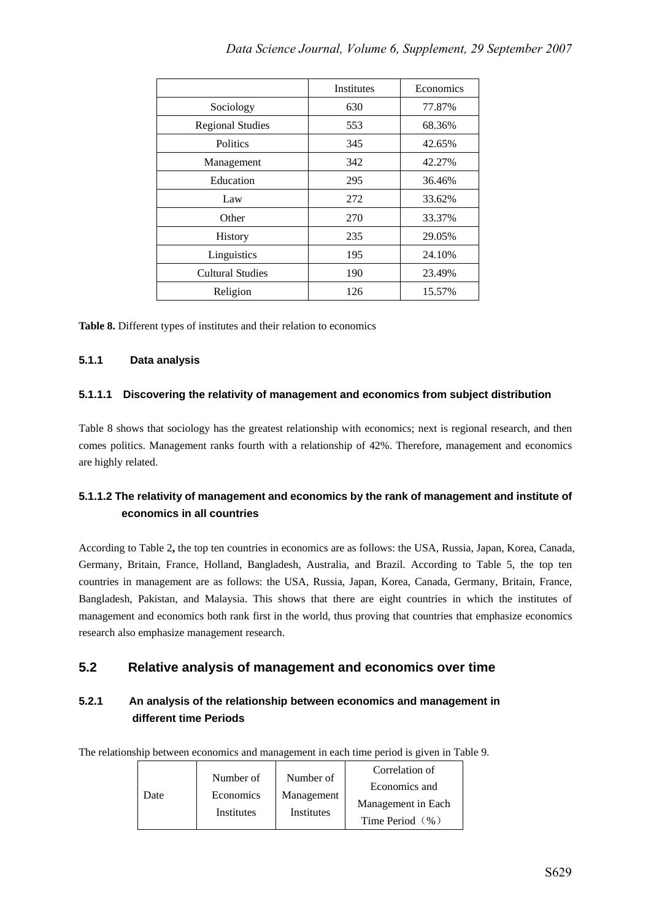| | Institutes | Economics |
|---|---|---|
| Sociology | 630 | 77.87% |
| Regional Studies | 553 | 68.36% |
| Politics | 345 | 42.65% |
| Management | 342 | 42.27% |
| Education | 295 | 36.46% |
| Law | 272 | 33.62% |
| Other | 270 | 33.37% |
| History | 235 | 29.05% |
| Linguistics | 195 | 24.10% |
| Cultural Studies | 190 | 23.49% |
| Religion | 126 | 15.57% |

**Table 8.** Different types of institutes and their relation to economics

#### 5.1.1 Data analysis

##### 5.1.1.1 Discovering the relativity of management and economics from subject distribution

Table 8 shows that sociology has the greatest relationship with economics; next is regional research, and then comes politics. Management ranks fourth with a relationship of 42%. Therefore, management and economics are highly related.

##### 5.1.1.2 The relativity of management and economics by the rank of management and institute of economics in all countries

According to Table 2**,** the top ten countries in economics are as follows: the USA, Russia, Japan, Korea, Canada, Germany, Britain, France, Holland, Bangladesh, Australia, and Brazil. According to Table 5, the top ten countries in management are as follows: the USA, Russia, Japan, Korea, Canada, Germany, Britain, France, Bangladesh, Pakistan, and Malaysia. This shows that there are eight countries in which the institutes of management and economics both rank first in the world, thus proving that countries that emphasize economics research also emphasize management research.

## 5.2 Relative analysis of management and economics over time

### 5.2.1 An analysis of the relationship between economics and management in different time Periods

The relationship between economics and management in each time period is given in Table 9.

| Date | Number of Economics Institutes | Number of Management Institutes | Correlation of Economics and Management in Each Time Period（%） |
|---|---|---|---|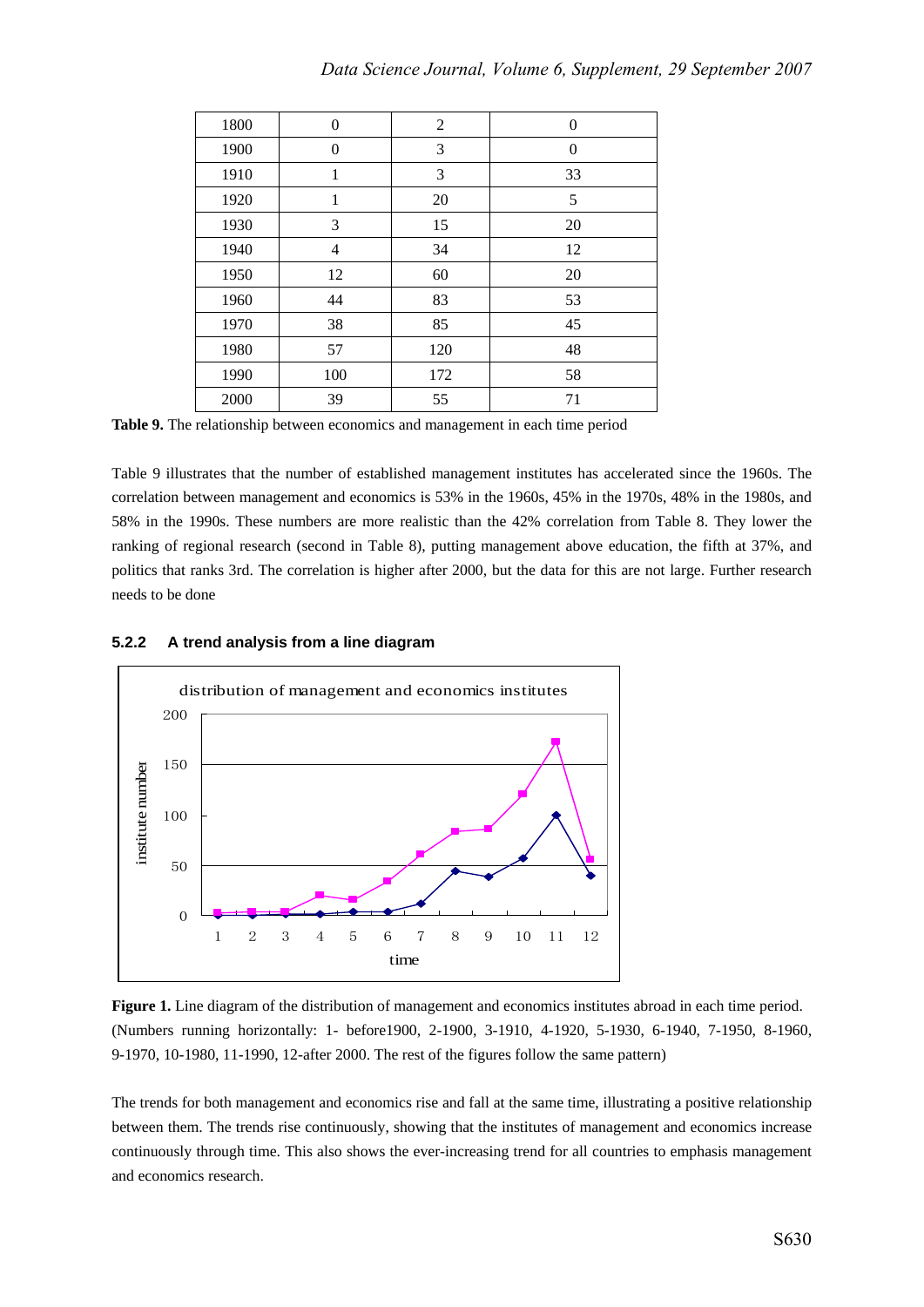| 1800 | 0 | 2 | 0 |
|---|---|---|---|
| 1900 | 0 | 3 | 0 |
| 1910 | 1 | 3 | 33 |
| 1920 | 1 | 20 | 5 |
| 1930 | 3 | 15 | 20 |
| 1940 | 4 | 34 | 12 |
| 1950 | 12 | 60 | 20 |
| 1960 | 44 | 83 | 53 |
| 1970 | 38 | 85 | 45 |
| 1980 | 57 | 120 | 48 |
| 1990 | 100 | 172 | 58 |
| 2000 | 39 | 55 | 71 |

**Table 9.** The relationship between economics and management in each time period

Table 9 illustrates that the number of established management institutes has accelerated since the 1960s. The correlation between management and economics is 53% in the 1960s, 45% in the 1970s, 48% in the 1980s, and 58% in the 1990s. These numbers are more realistic than the 42% correlation from Table 8. They lower the ranking of regional research (second in Table 8), putting management above education, the fifth at 37%, and politics that ranks 3rd. The correlation is higher after 2000, but the data for this are not large. Further research needs to be done

### 5.2.2 A trend analysis from a line diagram

**Figure 1.** Line diagram of the distribution of management and economics institutes abroad in each time period. (Numbers running horizontally: 1- before1900, 2-1900, 3-1910, 4-1920, 5-1930, 6-1940, 7-1950, 8-1960, 9-1970, 10-1980, 11-1990, 12-after 2000. The rest of the figures follow the same pattern)

The trends for both management and economics rise and fall at the same time, illustrating a positive relationship between them. The trends rise continuously, showing that the institutes of management and economics increase continuously through time. This also shows the ever-increasing trend for all countries to emphasis management and economics research.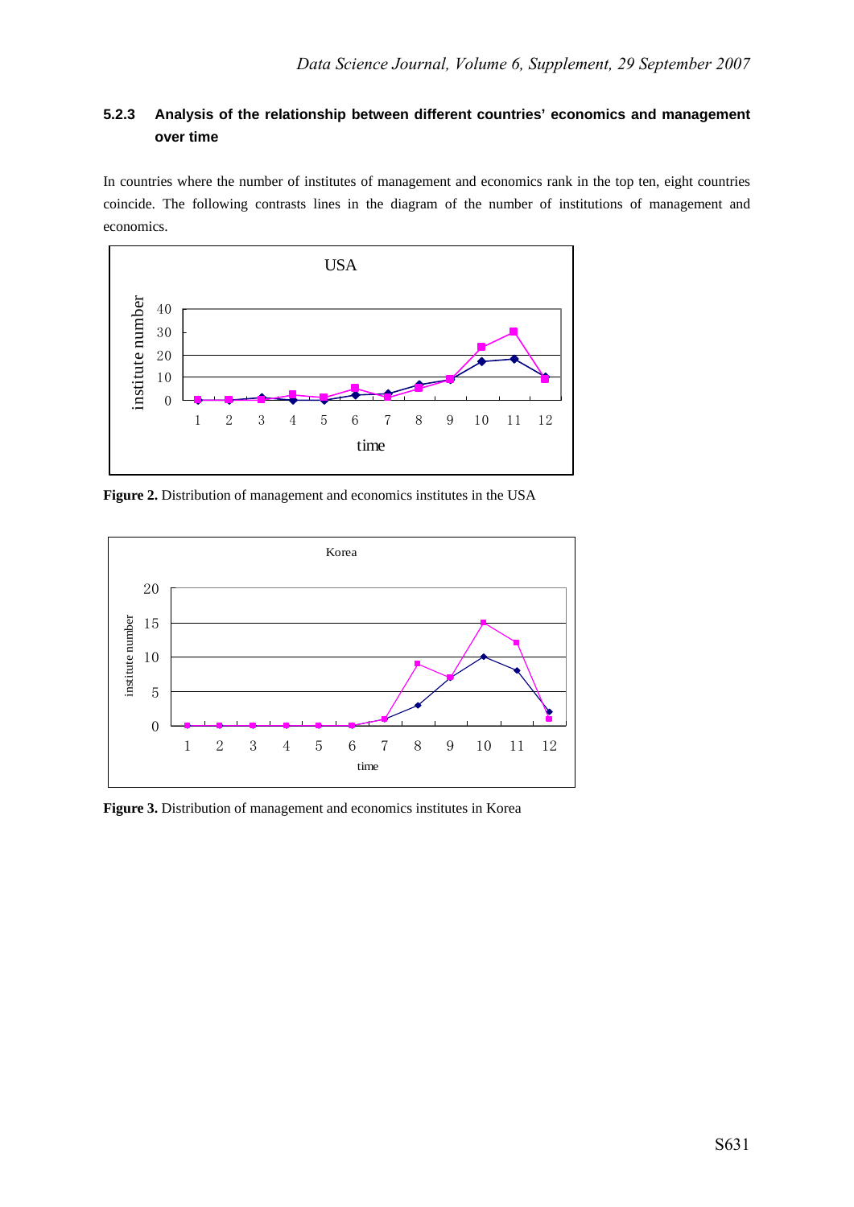### 5.2.3 Analysis of the relationship between different countries' economics and management over time

In countries where the number of institutes of management and economics rank in the top ten, eight countries coincide. The following contrasts lines in the diagram of the number of institutions of management and economics.

**Figure 2.** Distribution of management and economics institutes in the USA

**Figure 3.** Distribution of management and economics institutes in Korea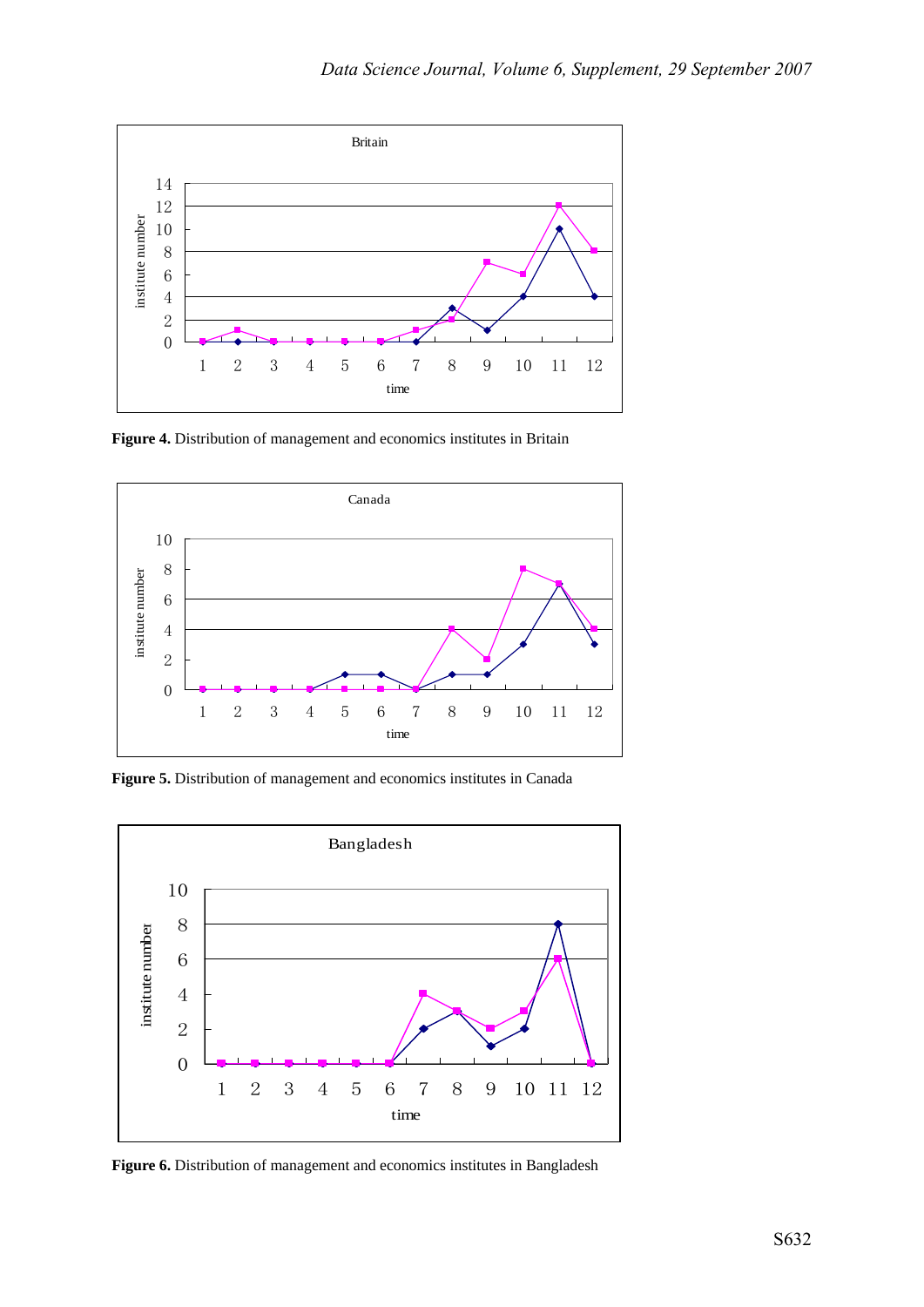**Figure 4.** Distribution of management and economics institutes in Britain

**Figure 5.** Distribution of management and economics institutes in Canada

**Figure 6.** Distribution of management and economics institutes in Bangladesh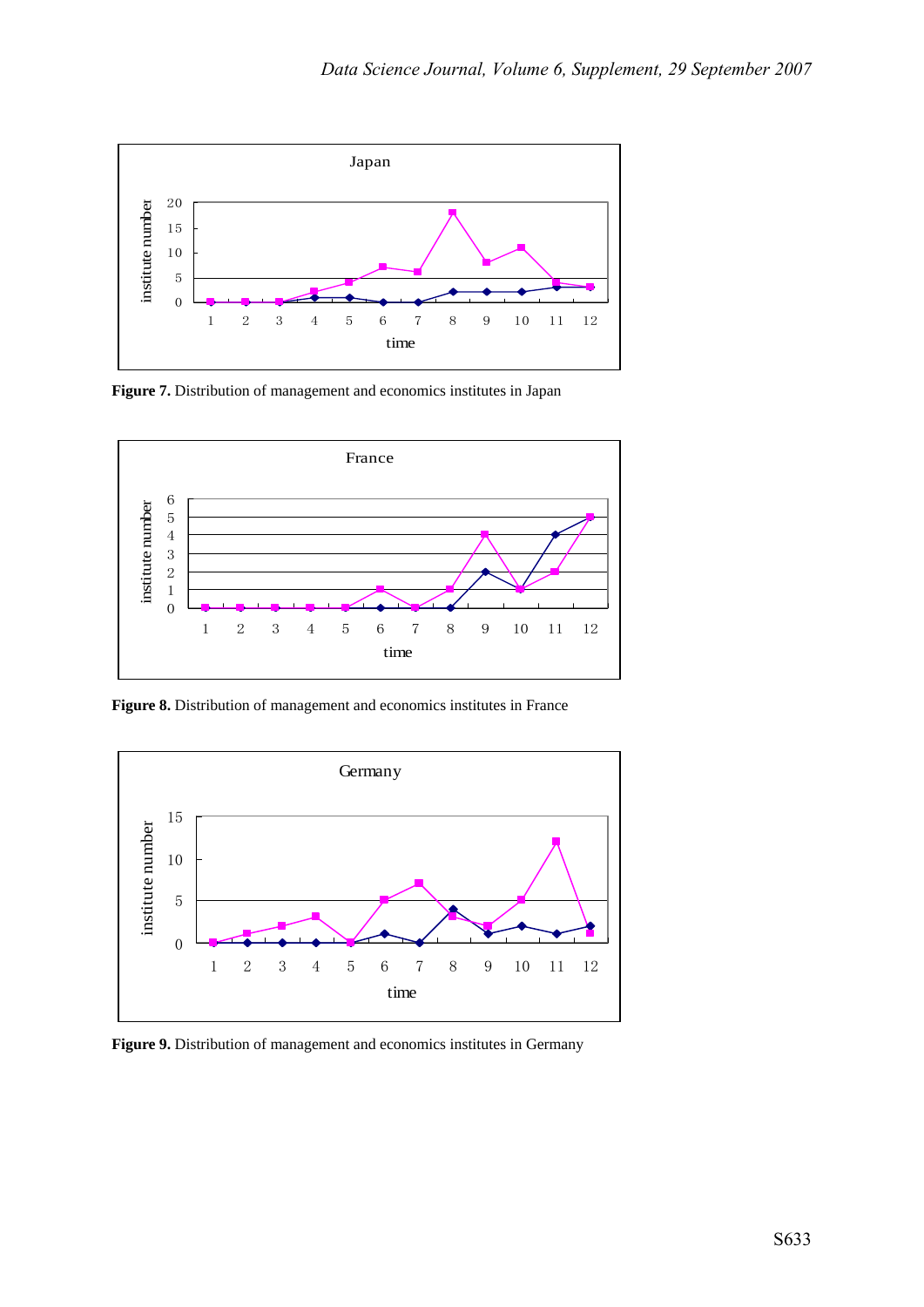**Figure 7.** Distribution of management and economics institutes in Japan

**Figure 8.** Distribution of management and economics institutes in France

**Figure 9.** Distribution of management and economics institutes in Germany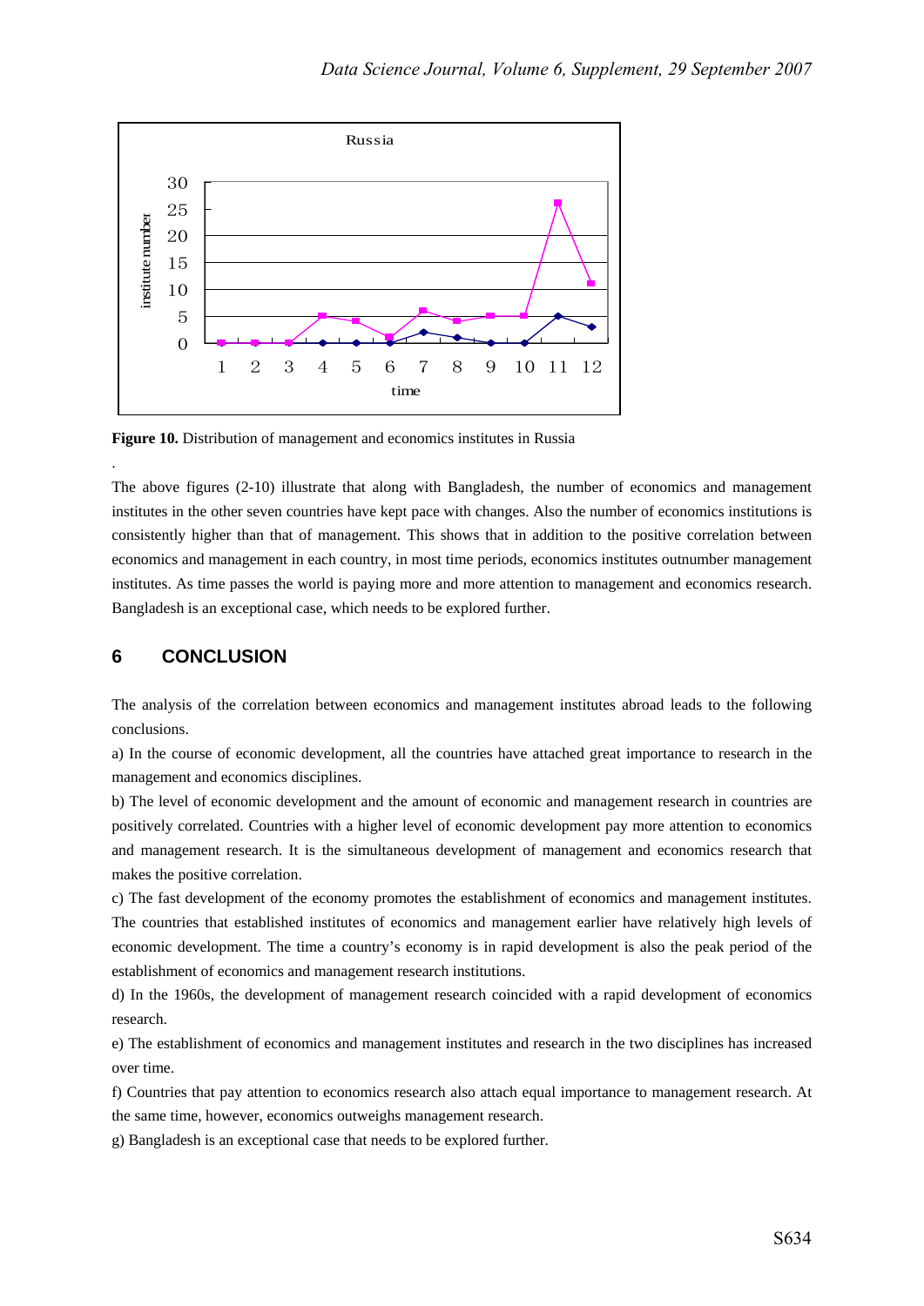**Figure 10.** Distribution of management and economics institutes in Russia

The above figures (2-10) illustrate that along with Bangladesh, the number of economics and management institutes in the other seven countries have kept pace with changes. Also the number of economics institutions is consistently higher than that of management. This shows that in addition to the positive correlation between economics and management in each country, in most time periods, economics institutes outnumber management institutes. As time passes the world is paying more and more attention to management and economics research. Bangladesh is an exceptional case, which needs to be explored further.

## 6 CONCLUSION

The analysis of the correlation between economics and management institutes abroad leads to the following conclusions.

a) In the course of economic development, all the countries have attached great importance to research in the management and economics disciplines.

b) The level of economic development and the amount of economic and management research in countries are positively correlated. Countries with a higher level of economic development pay more attention to economics and management research. It is the simultaneous development of management and economics research that makes the positive correlation.

c) The fast development of the economy promotes the establishment of economics and management institutes. The countries that established institutes of economics and management earlier have relatively high levels of economic development. The time a country's economy is in rapid development is also the peak period of the establishment of economics and management research institutions.

d) In the 1960s, the development of management research coincided with a rapid development of economics research.

e) The establishment of economics and management institutes and research in the two disciplines has increased over time.

f) Countries that pay attention to economics research also attach equal importance to management research. At the same time, however, economics outweighs management research.

g) Bangladesh is an exceptional case that needs to be explored further.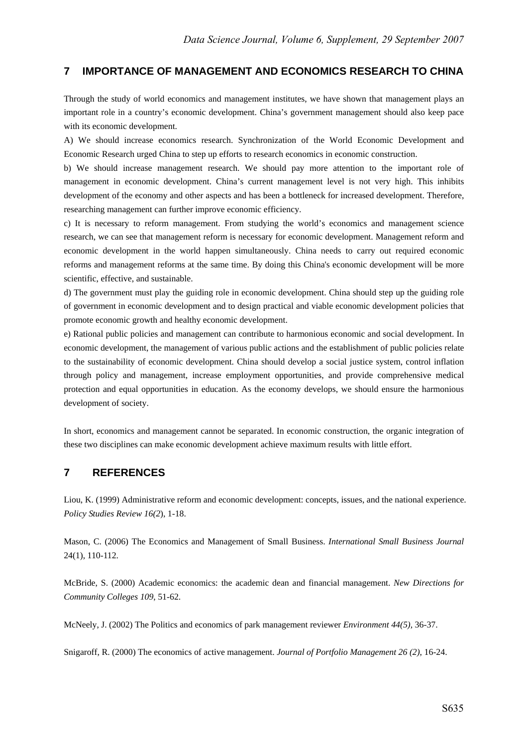## 7 IMPORTANCE OF MANAGEMENT AND ECONOMICS RESEARCH TO CHINA

Through the study of world economics and management institutes, we have shown that management plays an important role in a country's economic development. China's government management should also keep pace with its economic development.

A) We should increase economics research. Synchronization of the World Economic Development and Economic Research urged China to step up efforts to research economics in economic construction.

b) We should increase management research. We should pay more attention to the important role of management in economic development. China's current management level is not very high. This inhibits development of the economy and other aspects and has been a bottleneck for increased development. Therefore, researching management can further improve economic efficiency.

c) It is necessary to reform management. From studying the world's economics and management science research, we can see that management reform is necessary for economic development. Management reform and economic development in the world happen simultaneously. China needs to carry out required economic reforms and management reforms at the same time. By doing this China's economic development will be more scientific, effective, and sustainable.

d) The government must play the guiding role in economic development. China should step up the guiding role of government in economic development and to design practical and viable economic development policies that promote economic growth and healthy economic development.

e) Rational public policies and management can contribute to harmonious economic and social development. In economic development, the management of various public actions and the establishment of public policies relate to the sustainability of economic development. China should develop a social justice system, control inflation through policy and management, increase employment opportunities, and provide comprehensive medical protection and equal opportunities in education. As the economy develops, we should ensure the harmonious development of society.

In short, economics and management cannot be separated. In economic construction, the organic integration of these two disciplines can make economic development achieve maximum results with little effort.

## 7 REFERENCES

Liou, K. (1999) Administrative reform and economic development: concepts, issues, and the national experience. *Policy Studies Review 16(2*), 1-18.

Mason, C. (2006) The Economics and Management of Small Business. *International Small Business Journal* 24(1), 110-112.

McBride, S. (2000) Academic economics: the academic dean and financial management. *New Directions for Community Colleges 109*, 51-62.

McNeely, J. (2002) The Politics and economics of park management reviewer *Environment 44(5)*, 36-37.

Snigaroff, R. (2000) The economics of active management. *Journal of Portfolio Management 26 (2)*, 16-24.